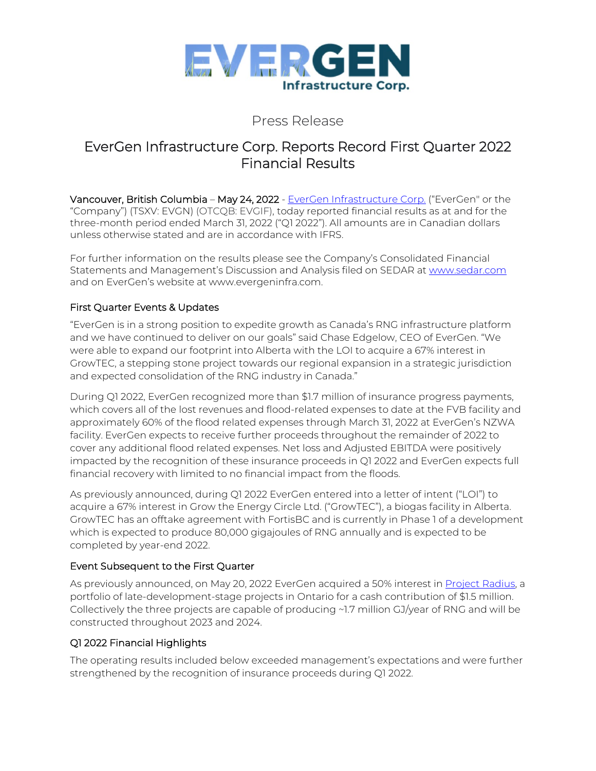EVERGEN Infrastructure Corp.

Press Release

# EverGen Infrastructure Corp. Reports Record First Quarter 2022 Financial Results

**Vancouver, British Columbia** – **May 24, 2022** - EverGen Infrastructure Corp. ("EverGen" or the "Company") (TSXV: EVGN) (OTCQB: EVGIF), today reported financial results as at and for the three-month period ended March 31, 2022 ("Q1 2022"). All amounts are in Canadian dollars unless otherwise stated and are in accordance with IFRS.

For further information on the results please see the Company's Consolidated Financial Statements and Management's Discussion and Analysis filed on SEDAR at www.sedar.com and on EverGen's website at www.evergeninfra.com.

## First Quarter Events & Updates

"EverGen is in a strong position to expedite growth as Canada's RNG infrastructure platform and we have continued to deliver on our goals" said Chase Edgelow, CEO of EverGen. "We were able to expand our footprint into Alberta with the LOI to acquire a 67% interest in GrowTEC, a stepping stone project towards our regional expansion in a strategic jurisdiction and expected consolidation of the RNG industry in Canada."

During Q1 2022, EverGen recognized more than $1.7 million of insurance progress payments, which covers all of the lost revenues and flood-related expenses to date at the FVB facility and approximately 60% of the flood related expenses through March 31, 2022 at EverGen's NZWA facility. EverGen expects to receive further proceeds throughout the remainder of 2022 to cover any additional flood related expenses. Net loss and Adjusted EBITDA were positively impacted by the recognition of these insurance proceeds in Q1 2022 and EverGen expects full financial recovery with limited to no financial impact from the floods.

As previously announced, during Q1 2022 EverGen entered into a letter of intent ("LOI") to acquire a 67% interest in Grow the Energy Circle Ltd. ("GrowTEC"), a biogas facility in Alberta. GrowTEC has an offtake agreement with FortisBC and is currently in Phase 1 of a development which is expected to produce 80,000 gigajoules of RNG annually and is expected to be completed by year-end 2022.

## Event Subsequent to the First Quarter

As previously announced, on May 20, 2022 EverGen acquired a 50% interest in Project Radius, a portfolio of late-development-stage projects in Ontario for a cash contribution of $1.5 million. Collectively the three projects are capable of producing ~1.7 million GJ/year of RNG and will be constructed throughout 2023 and 2024.

## Q1 2022 Financial Highlights

The operating results included below exceeded management's expectations and were further strengthened by the recognition of insurance proceeds during Q1 2022.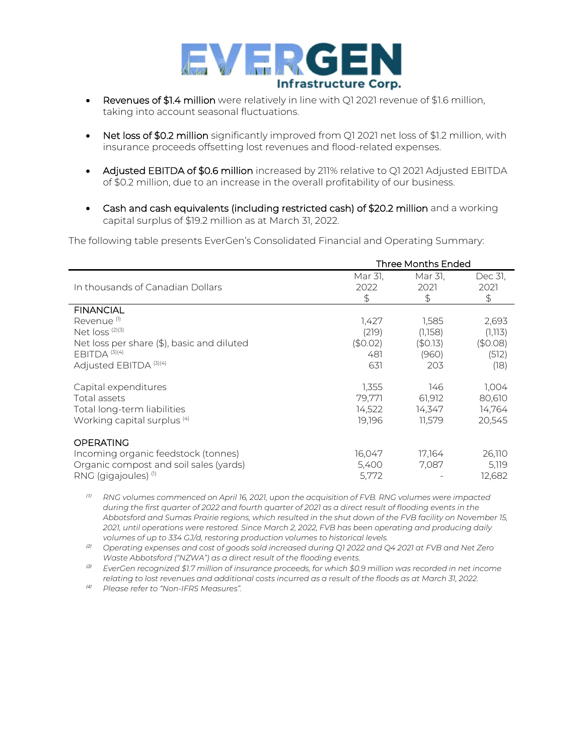- **Revenues of $1.4 million** were relatively in line with Q1 2021 revenue of $1.6 million, taking into account seasonal fluctuations.

- **Net loss of $0.2 million** significantly improved from Q1 2021 net loss of $1.2 million, with insurance proceeds offsetting lost revenues and flood-related expenses.

- **Adjusted EBITDA of $0.6 million** increased by 211% relative to Q1 2021 Adjusted EBITDA of $0.2 million, due to an increase in the overall profitability of our business.

- **Cash and cash equivalents (including restricted cash) of $20.2 million** and a working capital surplus of $19.2 million as at March 31, 2022.

The following table presents EverGen's Consolidated Financial and Operating Summary:

| | Three Months Ended | | |
|---|---|---|---|
| In thousands of Canadian Dollars | Mar 31, 2022 $ | Mar 31, 2021 $ | Dec 31, 2021 $ |
| **FINANCIAL** | | | |
| Revenue (1) | 1,427 | 1,585 | 2,693 |
| Net loss (2)(3) | (219) | (1,158) | (1,113) |
| Net loss per share ($), basic and diluted | ($0.02) | ($0.13) | ($0.08) |
| EBITDA (3)(4) | 481 | (960) | (512) |
| Adjusted EBITDA (3)(4) | 631 | 203 | (18) |
| | | | |
| Capital expenditures | 1,355 | 146 | 1,004 |
| Total assets | 79,771 | 61,912 | 80,610 |
| Total long-term liabilities | 14,522 | 14,347 | 14,764 |
| Working capital surplus (4) | 19,196 | 11,579 | 20,545 |
| | | | |
| **OPERATING** | | | |
| Incoming organic feedstock (tonnes) | 16,047 | 17,164 | 26,110 |
| Organic compost and soil sales (yards) | 5,400 | 7,087 | 5,119 |
| RNG (gigajoules) (1) | 5,772 | - | 12,682 |

*(1) RNG volumes commenced on April 16, 2021, upon the acquisition of FVB. RNG volumes were impacted during the first quarter of 2022 and fourth quarter of 2021 as a direct result of flooding events in the Abbotsford and Sumas Prairie regions, which resulted in the shut down of the FVB facility on November 15, 2021, until operations were restored. Since March 2, 2022, FVB has been operating and producing daily volumes of up to 334 GJ/d, restoring production volumes to historical levels.*

*(2) Operating expenses and cost of goods sold increased during Q1 2022 and Q4 2021 at FVB and Net Zero Waste Abbotsford ("NZWA") as a direct result of the flooding events.*

*(3) EverGen recognized $1.7 million of insurance proceeds, for which $0.9 million was recorded in net income relating to lost revenues and additional costs incurred as a result of the floods as at March 31, 2022.*

*(4) Please refer to "Non-IFRS Measures".*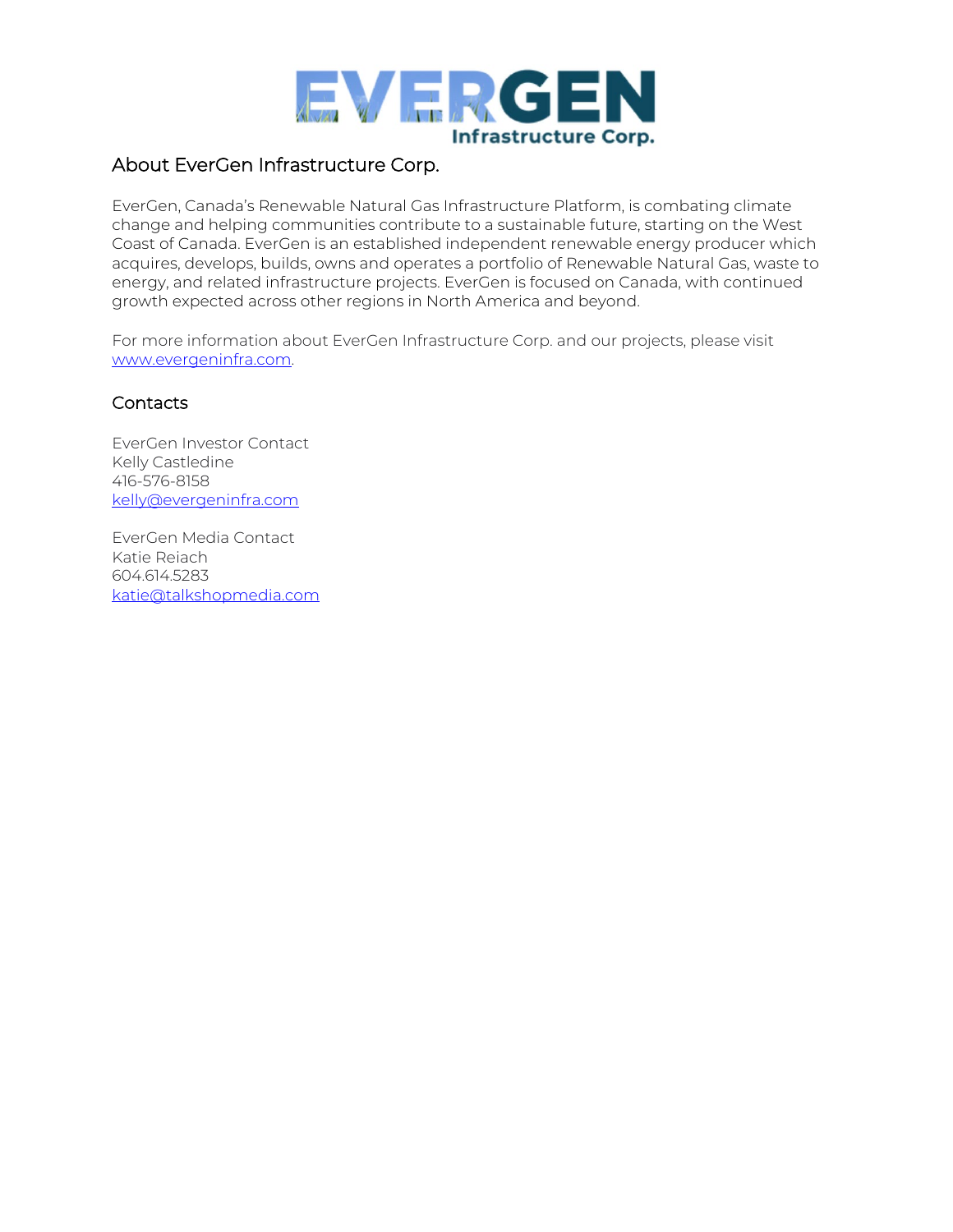## About EverGen Infrastructure Corp.

EverGen, Canada's Renewable Natural Gas Infrastructure Platform, is combating climate change and helping communities contribute to a sustainable future, starting on the West Coast of Canada. EverGen is an established independent renewable energy producer which acquires, develops, builds, owns and operates a portfolio of Renewable Natural Gas, waste to energy, and related infrastructure projects. EverGen is focused on Canada, with continued growth expected across other regions in North America and beyond.

For more information about EverGen Infrastructure Corp. and our projects, please visit [www.evergeninfra.com](http://www.evergeninfra.com).

## Contacts

EverGen Investor Contact
Kelly Castledine
416-576-8158
[kelly@evergeninfra.com](mailto:kelly@evergeninfra.com)

EverGen Media Contact
Katie Reiach
604.614.5283
[katie@talkshopmedia.com](mailto:katie@talkshopmedia.com)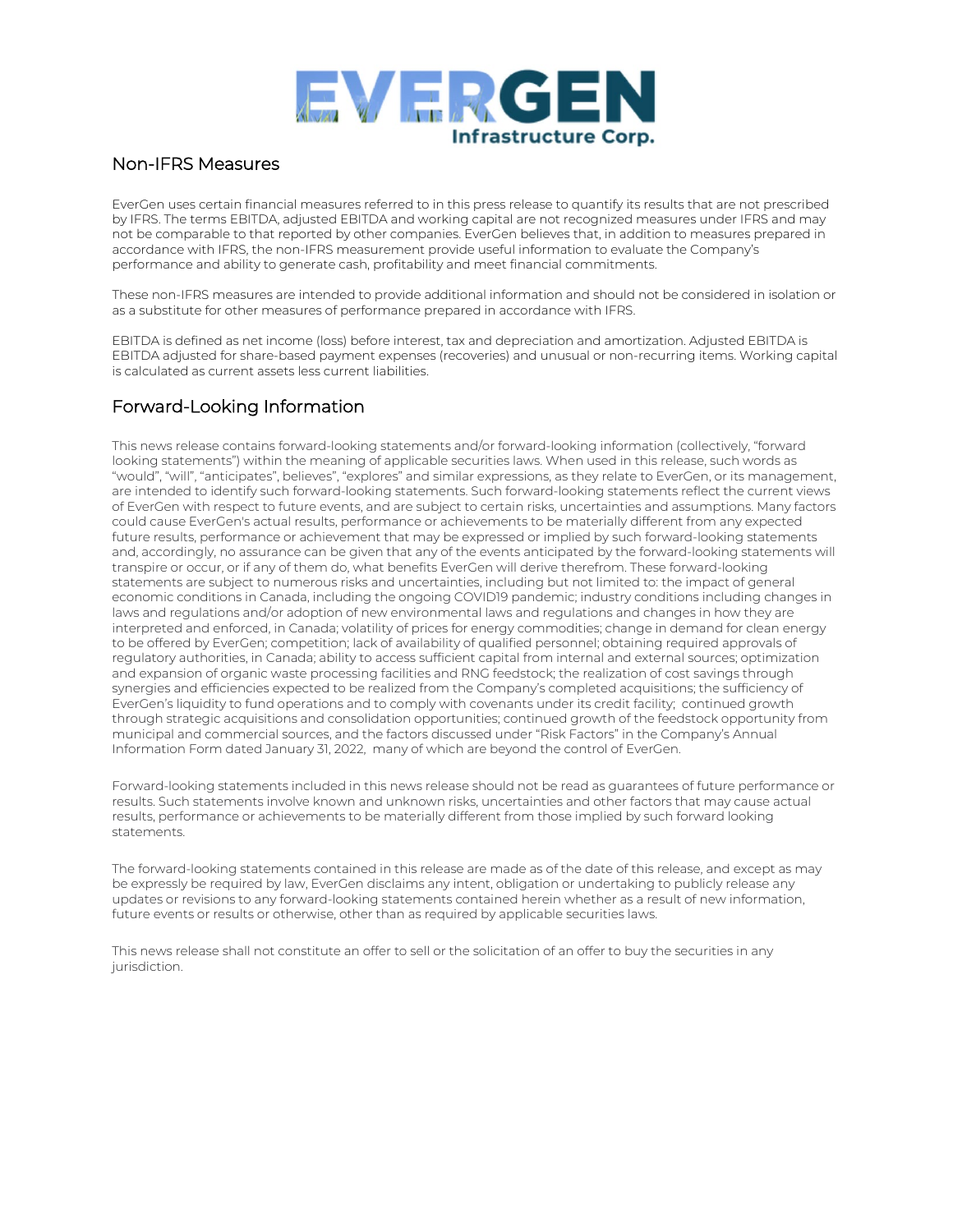## Non-IFRS Measures

EverGen uses certain financial measures referred to in this press release to quantify its results that are not prescribed by IFRS. The terms EBITDA, adjusted EBITDA and working capital are not recognized measures under IFRS and may not be comparable to that reported by other companies. EverGen believes that, in addition to measures prepared in accordance with IFRS, the non-IFRS measurement provide useful information to evaluate the Company's performance and ability to generate cash, profitability and meet financial commitments.

These non-IFRS measures are intended to provide additional information and should not be considered in isolation or as a substitute for other measures of performance prepared in accordance with IFRS.

EBITDA is defined as net income (loss) before interest, tax and depreciation and amortization. Adjusted EBITDA is EBITDA adjusted for share-based payment expenses (recoveries) and unusual or non-recurring items. Working capital is calculated as current assets less current liabilities.

## Forward-Looking Information

This news release contains forward-looking statements and/or forward-looking information (collectively, "forward looking statements") within the meaning of applicable securities laws. When used in this release, such words as "would", "will", "anticipates", believes", "explores" and similar expressions, as they relate to EverGen, or its management, are intended to identify such forward-looking statements. Such forward-looking statements reflect the current views of EverGen with respect to future events, and are subject to certain risks, uncertainties and assumptions. Many factors could cause EverGen's actual results, performance or achievements to be materially different from any expected future results, performance or achievement that may be expressed or implied by such forward-looking statements and, accordingly, no assurance can be given that any of the events anticipated by the forward-looking statements will transpire or occur, or if any of them do, what benefits EverGen will derive therefrom. These forward-looking statements are subject to numerous risks and uncertainties, including but not limited to: the impact of general economic conditions in Canada, including the ongoing COVID19 pandemic; industry conditions including changes in laws and regulations and/or adoption of new environmental laws and regulations and changes in how they are interpreted and enforced, in Canada; volatility of prices for energy commodities; change in demand for clean energy to be offered by EverGen; competition; lack of availability of qualified personnel; obtaining required approvals of regulatory authorities, in Canada; ability to access sufficient capital from internal and external sources; optimization and expansion of organic waste processing facilities and RNG feedstock; the realization of cost savings through synergies and efficiencies expected to be realized from the Company's completed acquisitions; the sufficiency of EverGen's liquidity to fund operations and to comply with covenants under its credit facility; continued growth through strategic acquisitions and consolidation opportunities; continued growth of the feedstock opportunity from municipal and commercial sources, and the factors discussed under "Risk Factors" in the Company's Annual Information Form dated January 31, 2022, many of which are beyond the control of EverGen.

Forward-looking statements included in this news release should not be read as guarantees of future performance or results. Such statements involve known and unknown risks, uncertainties and other factors that may cause actual results, performance or achievements to be materially different from those implied by such forward looking statements.

The forward-looking statements contained in this release are made as of the date of this release, and except as may be expressly be required by law, EverGen disclaims any intent, obligation or undertaking to publicly release any updates or revisions to any forward-looking statements contained herein whether as a result of new information, future events or results or otherwise, other than as required by applicable securities laws.

This news release shall not constitute an offer to sell or the solicitation of an offer to buy the securities in any jurisdiction.